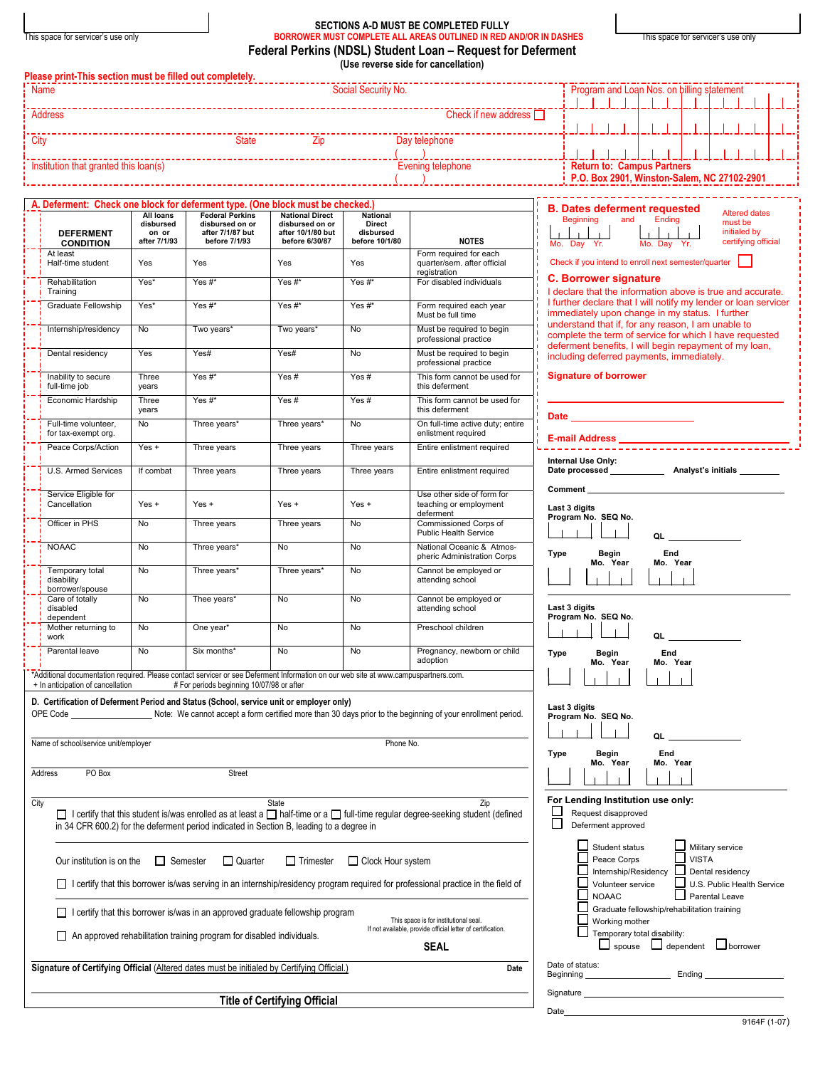This space for servicer's use only

This space for servicer's use only

**SECTIONS A-D MUST BE COMPLETED FULLY**

**BORROWER MUST COMPLETE ALL AREAS OUTLINED IN RED AND/OR IN DASHES**

# Federal Perkins (NDSL) Student Loan – Request for Deferment

**(Use reverse side for cancellation)**

**Please print-This section must be filled out completely.**

Name | Social Security No. | Program and Loan Nos. on billing statement

Address | Check if new address ☐

City | State | Zip | Day telephone ( )

Institution that granted this loan(s) | Evening telephone ( )

**Return to: Campus Partners**
**P.O. Box 2901, Winston-Salem, NC 27102-2901**

## A. Deferment: Check one block for deferment type. (One block must be checked.)

| DEFERMENT CONDITION | All loans disbursed on or after 7/1/93 | Federal Perkins disbursed on or after 7/1/87 but before 7/1/93 | National Direct disbursed on or after 10/1/80 but before 6/30/87 | National Direct disbursed before 10/1/80 | NOTES |
|---|---|---|---|---|---|
| At least Half-time student | Yes | Yes | Yes | Yes | Form required for each quarter/sem. after official registration |
| Rehabilitation Training | Yes* | Yes #* | Yes #* | Yes #* | For disabled individuals |
| Graduate Fellowship | Yes* | Yes #* | Yes #* | Yes #* | Form required each year Must be full time |
| Internship/residency | No | Two years* | Two years* | No | Must be required to begin professional practice |
| Dental residency | Yes | Yes# | Yes# | No | Must be required to begin professional practice |
| Inability to secure full-time job | Three years | Yes #* | Yes # | Yes # | This form cannot be used for this deferment |
| Economic Hardship | Three years | Yes #* | Yes # | Yes # | This form cannot be used for this deferment |
| Full-time volunteer, for tax-exempt org. | No | Three years* | Three years* | No | On full-time active duty; entire enlistment required |
| Peace Corps/Action | Yes + | Three years | Three years | Three years | Entire enlistment required |
| U.S. Armed Services | If combat | Three years | Three years | Three years | Entire enlistment required |
| Service Eligible for Cancellation | Yes + | Yes + | Yes + | Yes + | Use other side of form for teaching or employment deferment |
| Officer in PHS | No | Three years | Three years | No | Commissioned Corps of Public Health Service |
| NOAAC | No | Three years* | No | No | National Oceanic & Atmospheric Administration Corps |
| Temporary total disability borrower/spouse | No | Three years* | Three years* | No | Cannot be employed or attending school |
| Care of totally disabled dependent | No | Thee years* | No | No | Cannot be employed or attending school |
| Mother returning to work | No | One year* | No | No | Preschool children |
| Parental leave | No | Six months* | No | No | Pregnancy, newborn or child adoption |

*Additional documentation required. Please contact servicer or see Deferment Information on our web site at www.campuspartners.com.
+ In anticipation of cancellation # For periods beginning 10/07/98 or after

## B. Dates deferment requested

Beginning and Ending
Mo. Day Yr. Mo. Day Yr.

Altered dates must be initialed by certifying official

Check if you intend to enroll next semester/quarter ☐

## C. Borrower signature

I declare that the information above is true and accurate. I further declare that I will notify my lender or loan servicer immediately upon change in my status. I further understand that if, for any reason, I am unable to complete the term of service for which I have requested deferment benefits, I will begin repayment of my loan, including deferred payments, immediately.

**Signature of borrower** ______________________

**Date** ______________________

**E-mail Address** ______________________

## D. Certification of Deferment Period and Status (School, service unit or employer only)

OPE Code ______ Note: We cannot accept a form certified more than 30 days prior to the beginning of your enrollment period.

Name of school/service unit/employer | Phone No.

Address | PO Box | Street

City | State | Zip

☐ I certify that this student is/was enrolled as at least a ☐ half-time or a ☐ full-time regular degree-seeking student (defined in 34 CFR 600.2) for the deferment period indicated in Section B, leading to a degree in ______________________

Our institution is on the ☐ Semester ☐ Quarter ☐ Trimester ☐ Clock Hour system

☐ I certify that this borrower is/was serving in an internship/residency program required for professional practice in the field of ______________________

☐ I certify that this borrower is/was in an approved graduate fellowship program

☐ An approved rehabilitation training program for disabled individuals.

This space is for institutional seal. If not available, provide official letter of certification.

**SEAL**

**Signature of Certifying Official** (Altered dates must be initialed by Certifying Official.) **Date**

**Title of Certifying Official**

**Internal Use Only:**
**Date processed** ______ **Analyst's initials** ______

**Comment** ______________________

**Last 3 digits Program No. SEQ No.** **QL** ______
**Type** **Begin Mo. Year** **End Mo. Year**

**Last 3 digits Program No. SEQ No.** **QL** ______
**Type** **Begin Mo. Year** **End Mo. Year**

**Last 3 digits Program No. SEQ No.** **QL** ______
**Type** **Begin Mo. Year** **End Mo. Year**

**For Lending Institution use only:**

☐ Request disapproved
☐ Deferment approved

☐ Student status ☐ Military service
☐ Peace Corps ☐ VISTA
☐ Internship/Residency ☐ Dental residency
☐ Volunteer service ☐ U.S. Public Health Service
☐ NOAAC ☐ Parental Leave
☐ Graduate fellowship/rehabilitation training
☐ Working mother
☐ Temporary total disability:
☐ spouse ☐ dependent ☐ borrower

Date of status:
Beginning ______ Ending ______

Signature ______________________

Date ______________________

9164F (1-07)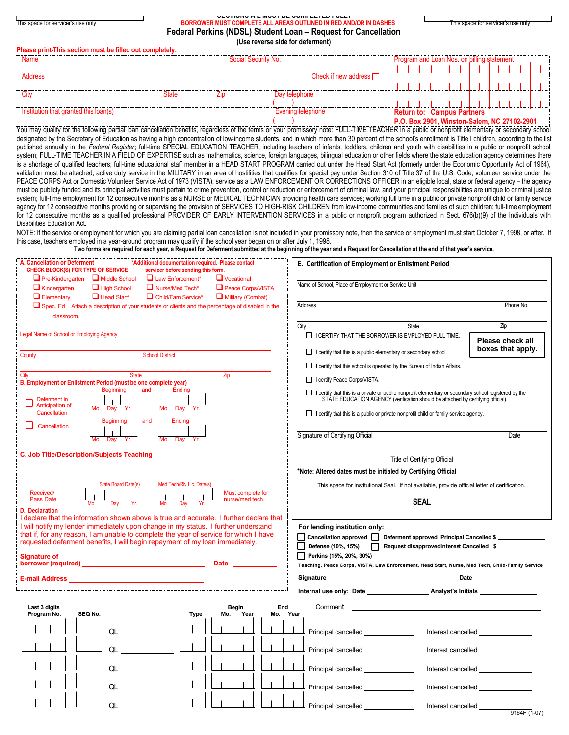This space for servicer's use only

SECTIONS A-E MUST BE COMPLETED FULLY

BORROWER MUST COMPLETE ALL AREAS OUTLINED IN RED AND/OR IN DASHES

This space for servicer's use only

# Federal Perkins (NDSL) Student Loan – Request for Cancellation

**(Use reverse side for deferment)**

**Please print-This section must be filled out completely.**

| | | |
|---|---|---|
| Name | Social Security No. | Program and Loan Nos. on billing statement |
| Address | Check if new address ☐ | |
| City / State / Zip | Day telephone ( ) | |
| Institution that granted this loan(s) | Evening telephone ( ) | **Return to: Campus Partners P.O. Box 2901, Winston-Salem, NC 27102-2901** |

You may qualify for the following partial loan cancellation benefits, regardless of the terms or your promissory note: FULL-TIME TEACHER in a public or nonprofit elementary or secondary school designated by the Secretary of Education as having a high concentration of low-income students, and in which more than 30 percent of the school's enrollment is Title I children, according to the list published annually in the *Federal Register*; full-time SPECIAL EDUCATION TEACHER, including teachers of infants, toddlers, children and youth with disabilities in a public or nonprofit school system; FULL-TIME TEACHER IN A FIELD OF EXPERTISE such as mathematics, science, foreign languages, bilingual education or other fields where the state education agency determines there is a shortage of qualified teachers; full-time educational staff member in a HEAD START PROGRAM carried out under the Head Start Act (formerly under the Economic Opportunity Act of 1964), validation must be attached; active duty service in the MILITARY in an area of hostilities that qualifies for special pay under Section 310 of Title 37 of the U.S. Code; volunteer service under the PEACE CORPS Act or Domestic Volunteer Service Act of 1973 (VISTA); service as a LAW ENFORCEMENT OR CORRECTIONS OFFICER in an eligible local, state or federal agency – the agency must be publicly funded and its principal activities must pertain to crime prevention, control or reduction or enforcement of criminal law, and your principal responsibilities are unique to criminal justice system; full-time employment for 12 consecutive months as a NURSE or MEDICAL TECHNICIAN providing health care services; working full time in a public or private nonprofit child or family service agency for 12 consecutive months providing or supervising the provision of SERVICES TO HIGH-RISK CHILDREN from low-income communities and families of such children; full-time employment for 12 consecutive months as a qualified professional PROVIDER OF EARLY INTERVENTION SERVICES in a public or nonprofit program authorized in Sect. 676(b)(9) of the Individuals with Disabilities Education Act.

NOTE: If the service or employment for which you are claiming partial loan cancellation is not included in your promissory note, then the service or employment must start October 7, 1998, or after. If this case, teachers employed in a year-around program may qualify if the school year began on or after July 1, 1998.

**Two forms are required for each year, a Request for Deferment submitted at the beginning of the year and a Request for Cancellation at the end of that year's service.**

**A. Cancellation or Deferment** — CHECK BLOCK(S) FOR TYPE OF SERVICE

*Additional documentation required. Please contact servicer before sending this form.

- ☐ Pre-Kindergarten ☐ Middle School ☐ Law Enforcement* ☐ Vocational
- ☐ Kindergarten ☐ High School ☐ Nurse/Med Tech* ☐ Peace Corps/VISTA
- ☐ Elementary ☐ Head Start* ☐ Child/Fam Service* ☐ Military (Combat)
- ☐ Spec. Ed.: Attach a description of your students or clients and the percentage of disabled in the classroom.

Legal Name of School or Employing Agency

County School District

City State Zip

**B. Employment or Enlistment Period (must be one complete year)**

☐ Deferment in Anticipation of Cancellation — Beginning Mo. Day Yr. and Ending Mo. Day Yr.

☐ Cancellation — Beginning Mo. Day Yr. and Ending Mo. Day Yr.

**C. Job Title/Description/Subjects Teaching**

Received/Pass Date — State Board Date(s) Mo. Day Yr. — Med Tech/RN Lic. Date(s) Mo. Day Yr. — Must complete for nurse/med tech.

**D. Declaration**

I declare that the information shown above is true and accurate. I further declare that I will notify my lender immediately upon change in my status. I further understand that if, for any reason, I am unable to complete the year of service for which I have requested deferment benefits, I will begin repayment of my loan immediately.

**Signature of borrower (required)** ____________ **Date** ________

**E-mail Address** ____________

**E. Certification of Employment or Enlistment Period**

Name of School, Place of Employment or Service Unit

Address Phone No.

City State Zip

**Please check all boxes that apply.**

- ☐ I CERTIFY THAT THE BORROWER IS EMPLOYED FULL TIME.
- ☐ I certify that this is a public elementary or secondary school.
- ☐ I certify that this school is operated by the Bureau of Indian Affairs.
- ☐ I certify Peace Corps/VISTA.
- ☐ I certify that this is a private or public nonprofit elementary or secondary school registered by the STATE EDUCATION AGENCY (verification should be attached by certifying official).
- ☐ I certify that this is a public or private nonprofit child or family service agency.

Signature of Certifying Official Date

Title of Certifying Official

**\*Note: Altered dates must be initialed by Certifying Official**

This space for Institutional Seal. If not available, provide official letter of certification.

**SEAL**

**For lending institution only:**

- ☐ **Cancellation approved** ☐ **Deferment approved** **Principal Cancelled $** ________
- ☐ **Defense (10%, 15%)** ☐ **Request disapproved** **Interest Cancelled $** ________
- ☐ **Perkins (15%, 20%, 30%)**

**Teaching, Peace Corps, VISTA, Law Enforcement, Head Start, Nurse, Med Tech, Child-Family Service**

**Signature** ____________ **Date** ________

**Internal use only: Date** ________ **Analyst's Initials** ________

| Last 3 digits Program No. | SEQ No. | | Type | Begin Mo. Year | End Mo. Year | Comment | |
|---|---|---|---|---|---|---|---|
| | | QL | | | | Principal cancelled | Interest cancelled |
| | | QL | | | | Principal cancelled | Interest cancelled |
| | | QL | | | | Principal cancelled | Interest cancelled |
| | | QL | | | | Principal cancelled | Interest cancelled |
| | | QL | | | | Principal cancelled | Interest cancelled |

9164F (1-07)